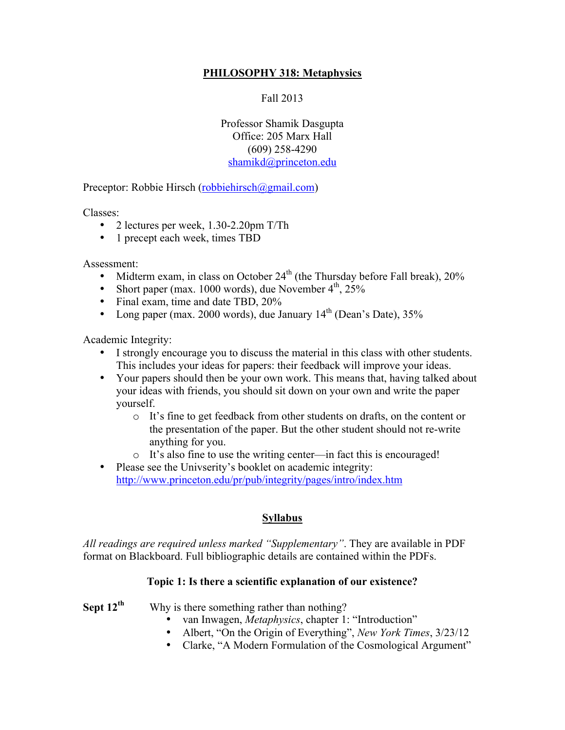# PHILOSOPHY 318: Metaphysics

Fall 2013

Professor Shamik Dasgupta
Office: 205 Marx Hall
(609) 258-4290
shamikd@princeton.edu

Preceptor: Robbie Hirsch (robbiehirsch@gmail.com)

Classes:

- 2 lectures per week, 1.30-2.20pm T/Th
- 1 precept each week, times TBD

Assessment:

- Midterm exam, in class on October 24th (the Thursday before Fall break), 20%
- Short paper (max. 1000 words), due November 4th, 25%
- Final exam, time and date TBD, 20%
- Long paper (max. 2000 words), due January 14th (Dean's Date), 35%

Academic Integrity:

- I strongly encourage you to discuss the material in this class with other students. This includes your ideas for papers: their feedback will improve your ideas.
- Your papers should then be your own work. This means that, having talked about your ideas with friends, you should sit down on your own and write the paper yourself.
  - It's fine to get feedback from other students on drafts, on the content or the presentation of the paper. But the other student should not re-write anything for you.
  - It's also fine to use the writing center—in fact this is encouraged!
- Please see the Univserity's booklet on academic integrity: http://www.princeton.edu/pr/pub/integrity/pages/intro/index.htm

## Syllabus

*All readings are required unless marked "Supplementary"*. They are available in PDF format on Blackboard. Full bibliographic details are contained within the PDFs.

### Topic 1: Is there a scientific explanation of our existence?

**Sept 12th** Why is there something rather than nothing?

- van Inwagen, *Metaphysics*, chapter 1: "Introduction"
- Albert, "On the Origin of Everything", *New York Times*, 3/23/12
- Clarke, "A Modern Formulation of the Cosmological Argument"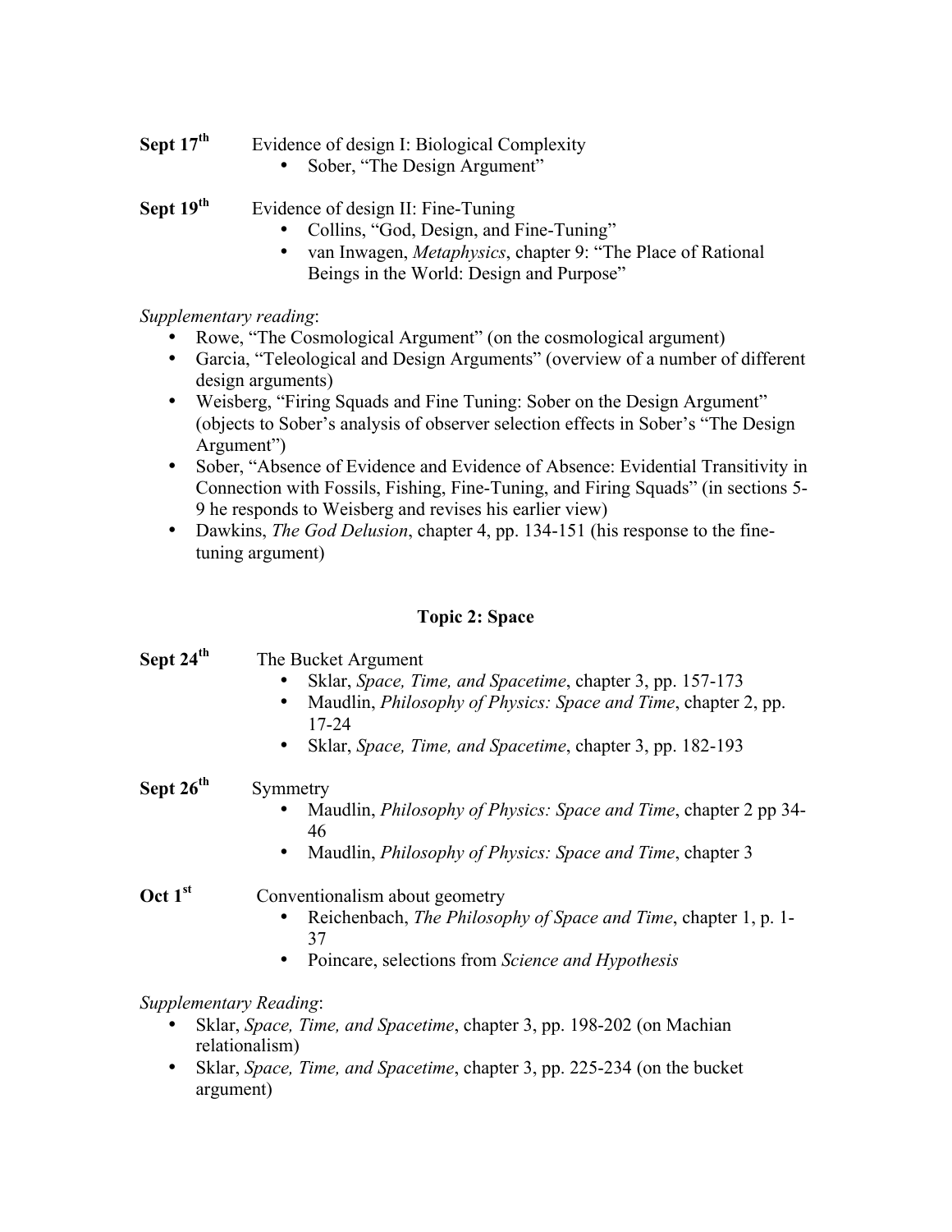**Sept 17th** Evidence of design I: Biological Complexity

- Sober, "The Design Argument"

**Sept 19th** Evidence of design II: Fine-Tuning

- Collins, "God, Design, and Fine-Tuning"
- van Inwagen, *Metaphysics*, chapter 9: "The Place of Rational Beings in the World: Design and Purpose"

*Supplementary reading*:

- Rowe, "The Cosmological Argument" (on the cosmological argument)
- Garcia, "Teleological and Design Arguments" (overview of a number of different design arguments)
- Weisberg, "Firing Squads and Fine Tuning: Sober on the Design Argument" (objects to Sober's analysis of observer selection effects in Sober's "The Design Argument")
- Sober, "Absence of Evidence and Evidence of Absence: Evidential Transitivity in Connection with Fossils, Fishing, Fine-Tuning, and Firing Squads" (in sections 5-9 he responds to Weisberg and revises his earlier view)
- Dawkins, *The God Delusion*, chapter 4, pp. 134-151 (his response to the fine-tuning argument)

## Topic 2: Space

**Sept 24th** The Bucket Argument

- Sklar, *Space, Time, and Spacetime*, chapter 3, pp. 157-173
- Maudlin, *Philosophy of Physics: Space and Time*, chapter 2, pp. 17-24
- Sklar, *Space, Time, and Spacetime*, chapter 3, pp. 182-193

**Sept 26th** Symmetry

- Maudlin, *Philosophy of Physics: Space and Time*, chapter 2 pp 34-46
- Maudlin, *Philosophy of Physics: Space and Time*, chapter 3

**Oct 1st** Conventionalism about geometry

- Reichenbach, *The Philosophy of Space and Time*, chapter 1, p. 1-37
- Poincare, selections from *Science and Hypothesis*

*Supplementary Reading*:

- Sklar, *Space, Time, and Spacetime*, chapter 3, pp. 198-202 (on Machian relationalism)
- Sklar, *Space, Time, and Spacetime*, chapter 3, pp. 225-234 (on the bucket argument)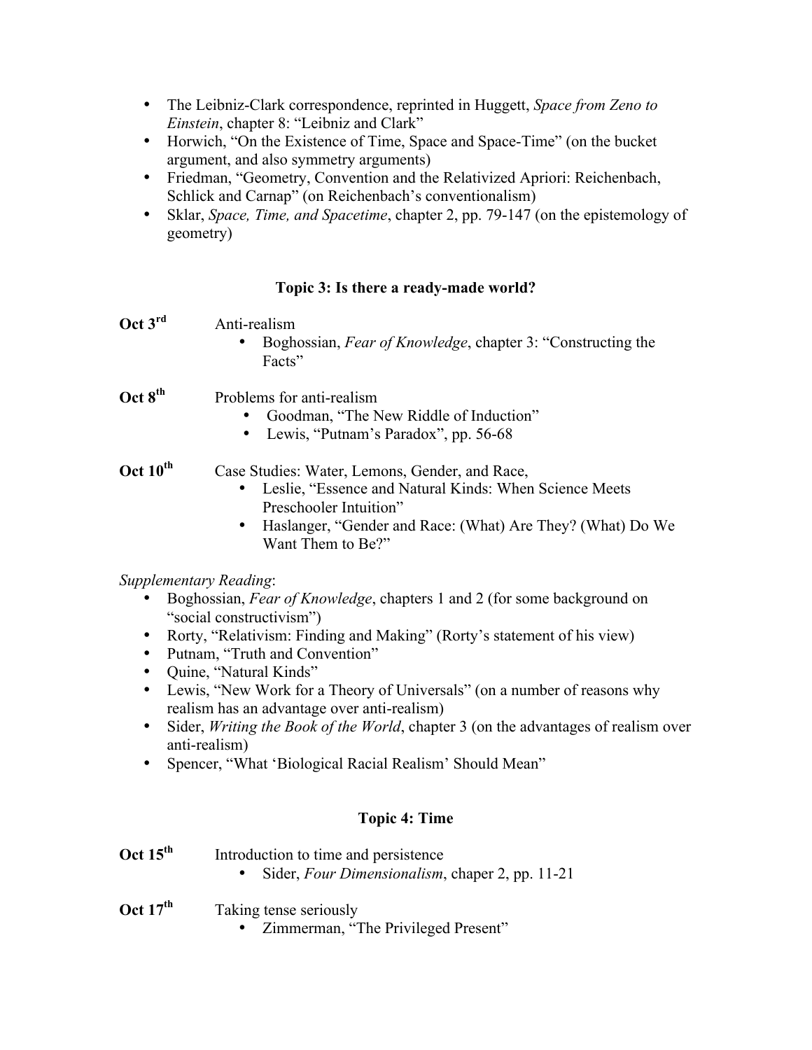- The Leibniz-Clark correspondence, reprinted in Huggett, *Space from Zeno to Einstein*, chapter 8: "Leibniz and Clark"
- Horwich, "On the Existence of Time, Space and Space-Time" (on the bucket argument, and also symmetry arguments)
- Friedman, "Geometry, Convention and the Relativized Apriori: Reichenbach, Schlick and Carnap" (on Reichenbach's conventionalism)
- Sklar, *Space, Time, and Spacetime*, chapter 2, pp. 79-147 (on the epistemology of geometry)

### Topic 3: Is there a ready-made world?

**Oct 3rd** Anti-realism

- Boghossian, *Fear of Knowledge*, chapter 3: "Constructing the Facts"

**Oct 8th** Problems for anti-realism

- Goodman, "The New Riddle of Induction"
- Lewis, "Putnam's Paradox", pp. 56-68

**Oct 10th** Case Studies: Water, Lemons, Gender, and Race,

- Leslie, "Essence and Natural Kinds: When Science Meets Preschooler Intuition"
- Haslanger, "Gender and Race: (What) Are They? (What) Do We Want Them to Be?"

*Supplementary Reading*:

- Boghossian, *Fear of Knowledge*, chapters 1 and 2 (for some background on "social constructivism")
- Rorty, "Relativism: Finding and Making" (Rorty's statement of his view)
- Putnam, "Truth and Convention"
- Quine, "Natural Kinds"
- Lewis, "New Work for a Theory of Universals" (on a number of reasons why realism has an advantage over anti-realism)
- Sider, *Writing the Book of the World*, chapter 3 (on the advantages of realism over anti-realism)
- Spencer, "What 'Biological Racial Realism' Should Mean"

### Topic 4: Time

**Oct 15th** Introduction to time and persistence

- Sider, *Four Dimensionalism*, chaper 2, pp. 11-21

**Oct 17th** Taking tense seriously

- Zimmerman, "The Privileged Present"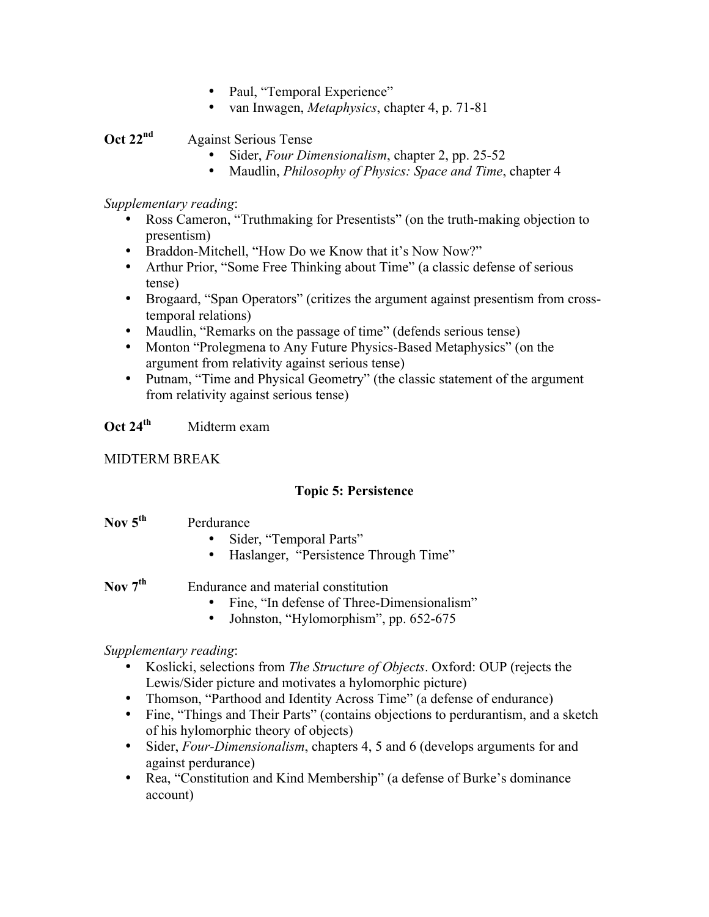- Paul, "Temporal Experience"
- van Inwagen, *Metaphysics*, chapter 4, p. 71-81

**Oct 22nd** Against Serious Tense

- Sider, *Four Dimensionalism*, chapter 2, pp. 25-52
- Maudlin, *Philosophy of Physics: Space and Time*, chapter 4

*Supplementary reading*:

- Ross Cameron, "Truthmaking for Presentists" (on the truth-making objection to presentism)
- Braddon-Mitchell, "How Do we Know that it's Now Now?"
- Arthur Prior, "Some Free Thinking about Time" (a classic defense of serious tense)
- Brogaard, "Span Operators" (critizes the argument against presentism from cross-temporal relations)
- Maudlin, "Remarks on the passage of time" (defends serious tense)
- Monton "Prolegmena to Any Future Physics-Based Metaphysics" (on the argument from relativity against serious tense)
- Putnam, "Time and Physical Geometry" (the classic statement of the argument from relativity against serious tense)

**Oct 24th** Midterm exam

MIDTERM BREAK

### Topic 5: Persistence

**Nov 5th** Perdurance

- Sider, "Temporal Parts"
- Haslanger, "Persistence Through Time"

**Nov 7th** Endurance and material constitution

- Fine, "In defense of Three-Dimensionalism"
- Johnston, "Hylomorphism", pp. 652-675

*Supplementary reading*:

- Koslicki, selections from *The Structure of Objects*. Oxford: OUP (rejects the Lewis/Sider picture and motivates a hylomorphic picture)
- Thomson, "Parthood and Identity Across Time" (a defense of endurance)
- Fine, "Things and Their Parts" (contains objections to perdurantism, and a sketch of his hylomorphic theory of objects)
- Sider, *Four-Dimensionalism*, chapters 4, 5 and 6 (develops arguments for and against perdurance)
- Rea, "Constitution and Kind Membership" (a defense of Burke's dominance account)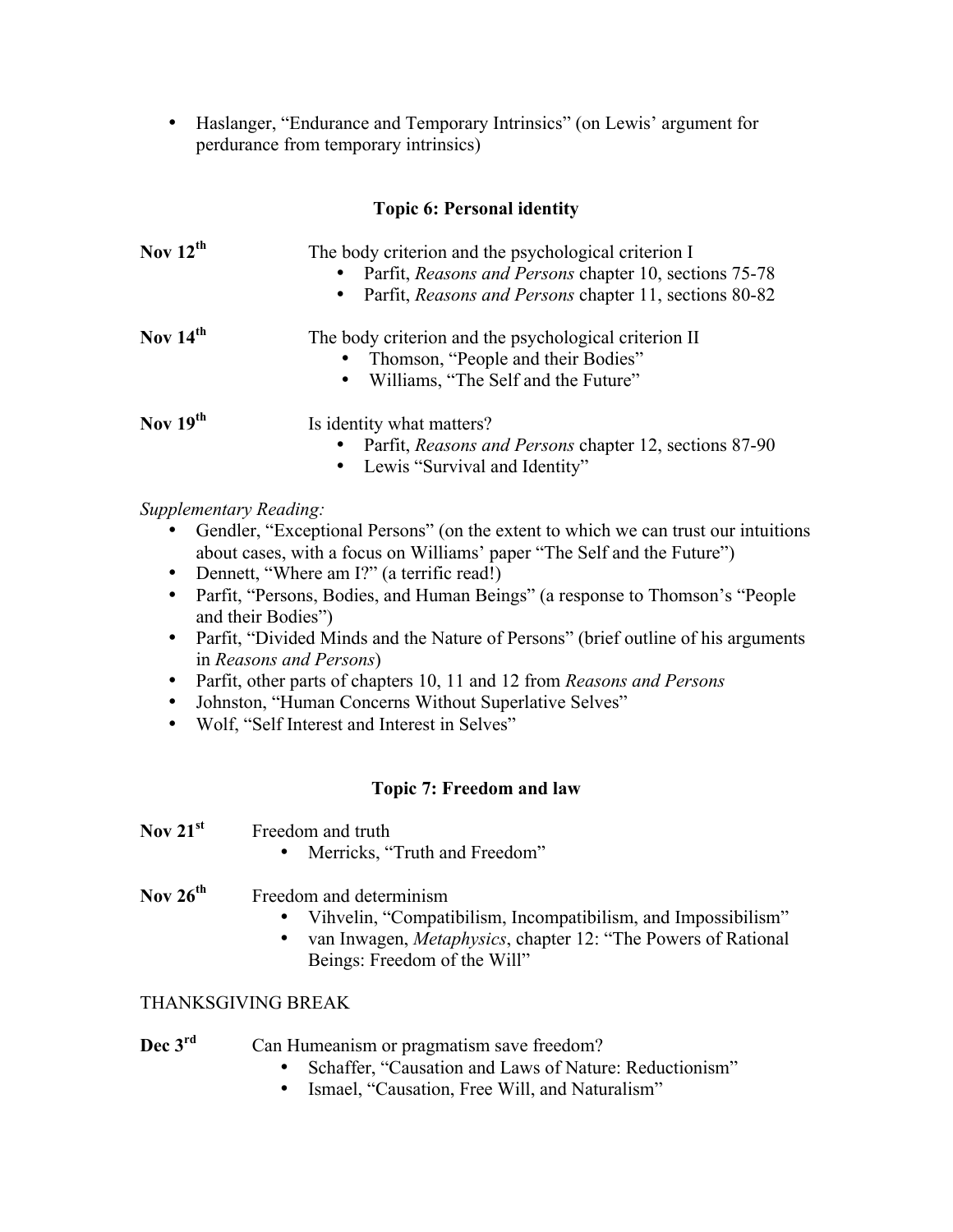- Haslanger, "Endurance and Temporary Intrinsics" (on Lewis' argument for perdurance from temporary intrinsics)

### Topic 6: Personal identity

**Nov 12th** The body criterion and the psychological criterion I
- Parfit, *Reasons and Persons* chapter 10, sections 75-78
- Parfit, *Reasons and Persons* chapter 11, sections 80-82

**Nov 14th** The body criterion and the psychological criterion II
- Thomson, "People and their Bodies"
- Williams, "The Self and the Future"

**Nov 19th** Is identity what matters?
- Parfit, *Reasons and Persons* chapter 12, sections 87-90
- Lewis "Survival and Identity"

*Supplementary Reading:*
- Gendler, "Exceptional Persons" (on the extent to which we can trust our intuitions about cases, with a focus on Williams' paper "The Self and the Future")
- Dennett, "Where am I?" (a terrific read!)
- Parfit, "Persons, Bodies, and Human Beings" (a response to Thomson's "People and their Bodies")
- Parfit, "Divided Minds and the Nature of Persons" (brief outline of his arguments in *Reasons and Persons*)
- Parfit, other parts of chapters 10, 11 and 12 from *Reasons and Persons*
- Johnston, "Human Concerns Without Superlative Selves"
- Wolf, "Self Interest and Interest in Selves"

### Topic 7: Freedom and law

**Nov 21st** Freedom and truth
- Merricks, "Truth and Freedom"

**Nov 26th** Freedom and determinism
- Vihvelin, "Compatibilism, Incompatibilism, and Impossibilism"
- van Inwagen, *Metaphysics*, chapter 12: "The Powers of Rational Beings: Freedom of the Will"

THANKSGIVING BREAK

**Dec 3rd** Can Humeanism or pragmatism save freedom?
- Schaffer, "Causation and Laws of Nature: Reductionism"
- Ismael, "Causation, Free Will, and Naturalism"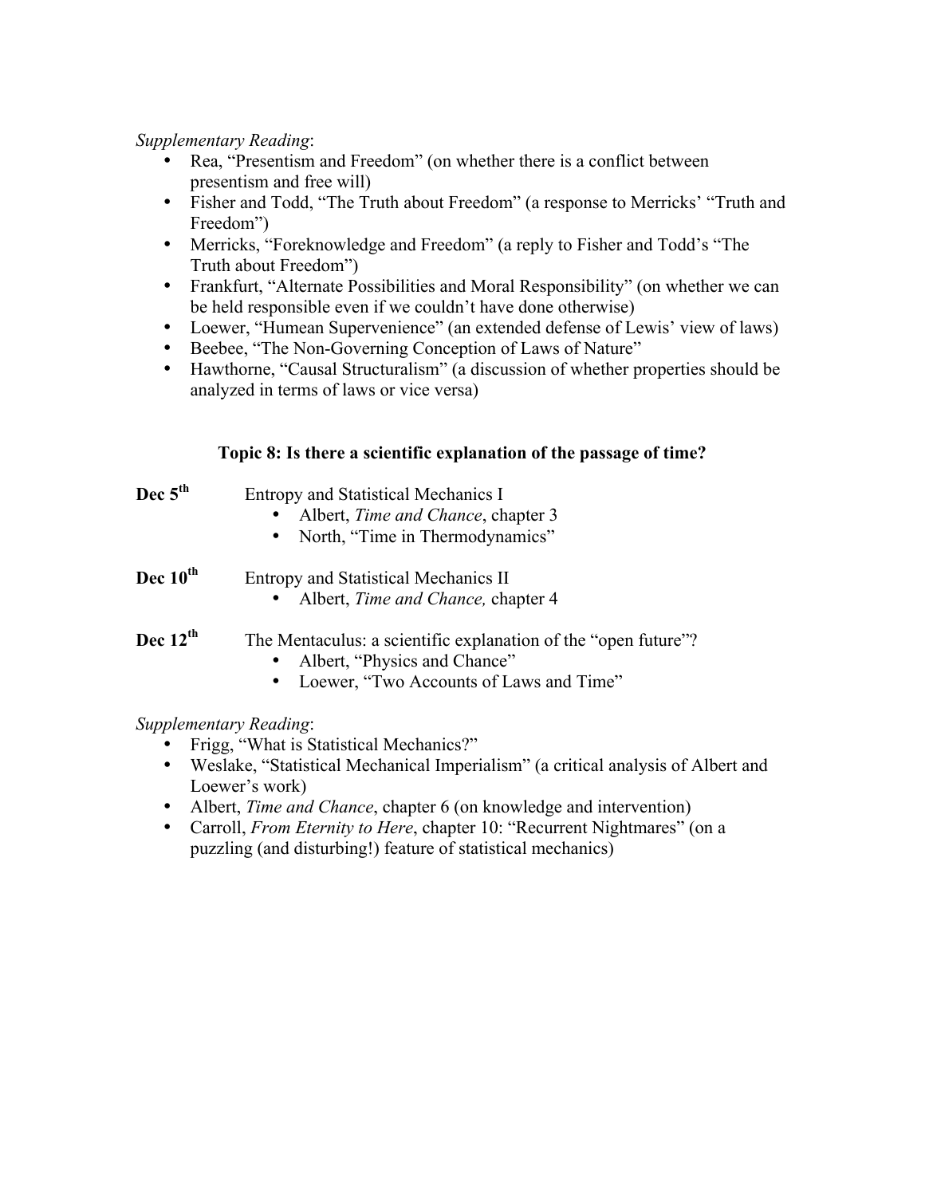*Supplementary Reading*:

- Rea, "Presentism and Freedom" (on whether there is a conflict between presentism and free will)
- Fisher and Todd, "The Truth about Freedom" (a response to Merricks' "Truth and Freedom")
- Merricks, "Foreknowledge and Freedom" (a reply to Fisher and Todd's "The Truth about Freedom")
- Frankfurt, "Alternate Possibilities and Moral Responsibility" (on whether we can be held responsible even if we couldn't have done otherwise)
- Loewer, "Humean Supervenience" (an extended defense of Lewis' view of laws)
- Beebee, "The Non-Governing Conception of Laws of Nature"
- Hawthorne, "Causal Structuralism" (a discussion of whether properties should be analyzed in terms of laws or vice versa)

### Topic 8: Is there a scientific explanation of the passage of time?

**Dec 5th** Entropy and Statistical Mechanics I

- Albert, *Time and Chance*, chapter 3
- North, "Time in Thermodynamics"

**Dec 10th** Entropy and Statistical Mechanics II

- Albert, *Time and Chance,* chapter 4

**Dec 12th** The Mentaculus: a scientific explanation of the "open future"?

- Albert, "Physics and Chance"
- Loewer, "Two Accounts of Laws and Time"

*Supplementary Reading*:

- Frigg, "What is Statistical Mechanics?"
- Weslake, "Statistical Mechanical Imperialism" (a critical analysis of Albert and Loewer's work)
- Albert, *Time and Chance*, chapter 6 (on knowledge and intervention)
- Carroll, *From Eternity to Here*, chapter 10: "Recurrent Nightmares" (on a puzzling (and disturbing!) feature of statistical mechanics)